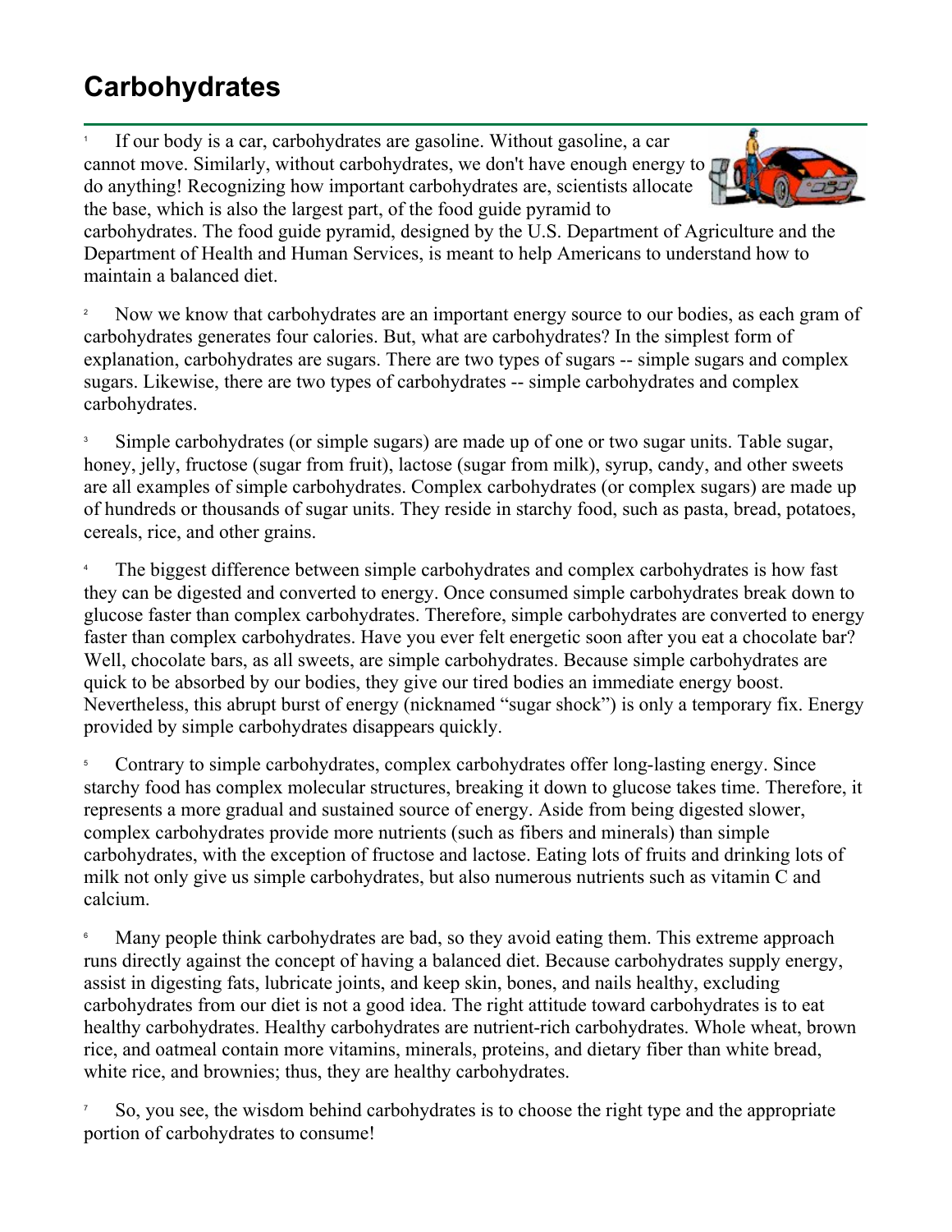# Carbohydrates

1 If our body is a car, carbohydrates are gasoline. Without gasoline, a car cannot move. Similarly, without carbohydrates, we don't have enough energy to do anything! Recognizing how important carbohydrates are, scientists allocate the base, which is also the largest part, of the food guide pyramid to carbohydrates. The food guide pyramid, designed by the U.S. Department of Agriculture and the Department of Health and Human Services, is meant to help Americans to understand how to maintain a balanced diet.

2 Now we know that carbohydrates are an important energy source to our bodies, as each gram of carbohydrates generates four calories. But, what are carbohydrates? In the simplest form of explanation, carbohydrates are sugars. There are two types of sugars -- simple sugars and complex sugars. Likewise, there are two types of carbohydrates -- simple carbohydrates and complex carbohydrates.

3 Simple carbohydrates (or simple sugars) are made up of one or two sugar units. Table sugar, honey, jelly, fructose (sugar from fruit), lactose (sugar from milk), syrup, candy, and other sweets are all examples of simple carbohydrates. Complex carbohydrates (or complex sugars) are made up of hundreds or thousands of sugar units. They reside in starchy food, such as pasta, bread, potatoes, cereals, rice, and other grains.

4 The biggest difference between simple carbohydrates and complex carbohydrates is how fast they can be digested and converted to energy. Once consumed simple carbohydrates break down to glucose faster than complex carbohydrates. Therefore, simple carbohydrates are converted to energy faster than complex carbohydrates. Have you ever felt energetic soon after you eat a chocolate bar? Well, chocolate bars, as all sweets, are simple carbohydrates. Because simple carbohydrates are quick to be absorbed by our bodies, they give our tired bodies an immediate energy boost. Nevertheless, this abrupt burst of energy (nicknamed "sugar shock") is only a temporary fix. Energy provided by simple carbohydrates disappears quickly.

5 Contrary to simple carbohydrates, complex carbohydrates offer long-lasting energy. Since starchy food has complex molecular structures, breaking it down to glucose takes time. Therefore, it represents a more gradual and sustained source of energy. Aside from being digested slower, complex carbohydrates provide more nutrients (such as fibers and minerals) than simple carbohydrates, with the exception of fructose and lactose. Eating lots of fruits and drinking lots of milk not only give us simple carbohydrates, but also numerous nutrients such as vitamin C and calcium.

6 Many people think carbohydrates are bad, so they avoid eating them. This extreme approach runs directly against the concept of having a balanced diet. Because carbohydrates supply energy, assist in digesting fats, lubricate joints, and keep skin, bones, and nails healthy, excluding carbohydrates from our diet is not a good idea. The right attitude toward carbohydrates is to eat healthy carbohydrates. Healthy carbohydrates are nutrient-rich carbohydrates. Whole wheat, brown rice, and oatmeal contain more vitamins, minerals, proteins, and dietary fiber than white bread, white rice, and brownies; thus, they are healthy carbohydrates.

7 So, you see, the wisdom behind carbohydrates is to choose the right type and the appropriate portion of carbohydrates to consume!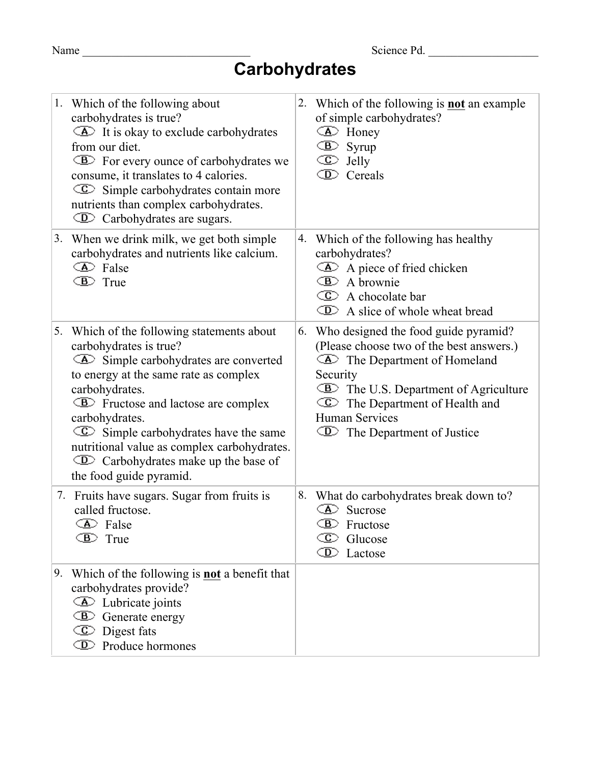Name ______________________________ Science Pd. ___________________

# Carbohydrates

1. Which of the following about carbohydrates is true?
   - (A) It is okay to exclude carbohydrates from our diet.
   - (B) For every ounce of carbohydrates we consume, it translates to 4 calories.
   - (C) Simple carbohydrates contain more nutrients than complex carbohydrates.
   - (D) Carbohydrates are sugars.

2. Which of the following is **not** an example of simple carbohydrates?
   - (A) Honey
   - (B) Syrup
   - (C) Jelly
   - (D) Cereals

3. When we drink milk, we get both simple carbohydrates and nutrients like calcium.
   - (A) False
   - (B) True

4. Which of the following has healthy carbohydrates?
   - (A) A piece of fried chicken
   - (B) A brownie
   - (C) A chocolate bar
   - (D) A slice of whole wheat bread

5. Which of the following statements about carbohydrates is true?
   - (A) Simple carbohydrates are converted to energy at the same rate as complex carbohydrates.
   - (B) Fructose and lactose are complex carbohydrates.
   - (C) Simple carbohydrates have the same nutritional value as complex carbohydrates.
   - (D) Carbohydrates make up the base of the food guide pyramid.

6. Who designed the food guide pyramid? (Please choose two of the best answers.)
   - (A) The Department of Homeland Security
   - (B) The U.S. Department of Agriculture
   - (C) The Department of Health and Human Services
   - (D) The Department of Justice

7. Fruits have sugars. Sugar from fruits is called fructose.
   - (A) False
   - (B) True

8. What do carbohydrates break down to?
   - (A) Sucrose
   - (B) Fructose
   - (C) Glucose
   - (D) Lactose

9. Which of the following is **not** a benefit that carbohydrates provide?
   - (A) Lubricate joints
   - (B) Generate energy
   - (C) Digest fats
   - (D) Produce hormones